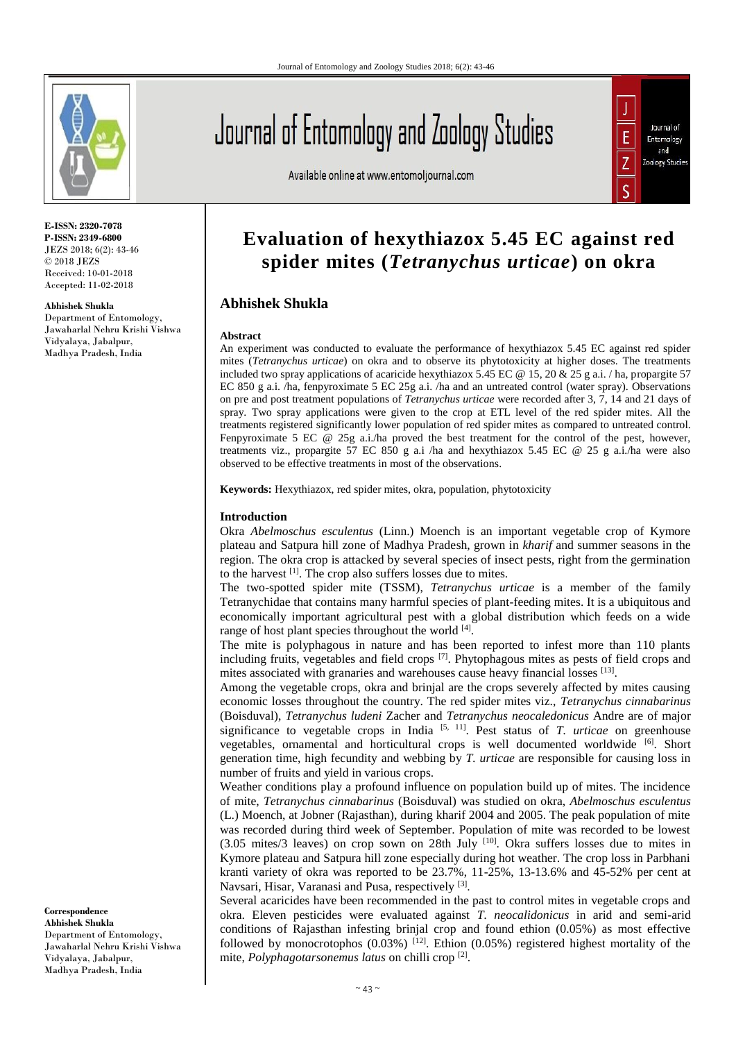# Evaluation of hexythiazox 5.45 EC against red spider mites (*Tetranychus urticae*) on okra

**E-ISSN: 2320-7078**
**P-ISSN: 2349-6800**
JEZS 2018; 6(2): 43-46
© 2018 JEZS
Received: 10-01-2018
Accepted: 11-02-2018

**Abhishek Shukla**
Department of Entomology, Jawaharlal Nehru Krishi Vishwa Vidyalaya, Jabalpur, Madhya Pradesh, India

**Correspondence**
**Abhishek Shukla**
Department of Entomology, Jawaharlal Nehru Krishi Vishwa Vidyalaya, Jabalpur, Madhya Pradesh, India

## Abhishek Shukla

### Abstract

An experiment was conducted to evaluate the performance of hexythiazox 5.45 EC against red spider mites (*Tetranychus urticae*) on okra and to observe its phytotoxicity at higher doses. The treatments included two spray applications of acaricide hexythiazox 5.45 EC @ 15, 20 & 25 g a.i. / ha, propargite 57 EC 850 g a.i. /ha, fenpyroximate 5 EC 25g a.i. /ha and an untreated control (water spray). Observations on pre and post treatment populations of *Tetranychus urticae* were recorded after 3, 7, 14 and 21 days of spray. Two spray applications were given to the crop at ETL level of the red spider mites. All the treatments registered significantly lower population of red spider mites as compared to untreated control. Fenpyroximate 5 EC @ 25g a.i./ha proved the best treatment for the control of the pest, however, treatments viz., propargite 57 EC 850 g a.i /ha and hexythiazox 5.45 EC @ 25 g a.i./ha were also observed to be effective treatments in most of the observations.

**Keywords:** Hexythiazox, red spider mites, okra, population, phytotoxicity

### Introduction

Okra *Abelmoschus esculentus* (Linn.) Moench is an important vegetable crop of Kymore plateau and Satpura hill zone of Madhya Pradesh, grown in *kharif* and summer seasons in the region. The okra crop is attacked by several species of insect pests, right from the germination to the harvest [1]. The crop also suffers losses due to mites.

The two-spotted spider mite (TSSM), *Tetranychus urticae* is a member of the family Tetranychidae that contains many harmful species of plant-feeding mites. It is a ubiquitous and economically important agricultural pest with a global distribution which feeds on a wide range of host plant species throughout the world [4].

The mite is polyphagous in nature and has been reported to infest more than 110 plants including fruits, vegetables and field crops [7]. Phytophagous mites as pests of field crops and mites associated with granaries and warehouses cause heavy financial losses [13].

Among the vegetable crops, okra and brinjal are the crops severely affected by mites causing economic losses throughout the country. The red spider mites viz., *Tetranychus cinnabarinus* (Boisduval), *Tetranychus ludeni* Zacher and *Tetranychus neocaledonicus* Andre are of major significance to vegetable crops in India [5, 11]. Pest status of *T. urticae* on greenhouse vegetables, ornamental and horticultural crops is well documented worldwide [6]. Short generation time, high fecundity and webbing by *T. urticae* are responsible for causing loss in number of fruits and yield in various crops.

Weather conditions play a profound influence on population build up of mites. The incidence of mite, *Tetranychus cinnabarinus* (Boisduval) was studied on okra, *Abelmoschus esculentus* (L.) Moench, at Jobner (Rajasthan), during kharif 2004 and 2005. The peak population of mite was recorded during third week of September. Population of mite was recorded to be lowest (3.05 mites/3 leaves) on crop sown on 28th July [10]. Okra suffers losses due to mites in Kymore plateau and Satpura hill zone especially during hot weather. The crop loss in Parbhani kranti variety of okra was reported to be 23.7%, 11-25%, 13-13.6% and 45-52% per cent at Navsari, Hisar, Varanasi and Pusa, respectively [3].

Several acaricides have been recommended in the past to control mites in vegetable crops and okra. Eleven pesticides were evaluated against *T. neocalidonicus* in arid and semi-arid conditions of Rajasthan infesting brinjal crop and found ethion (0.05%) as most effective followed by monocrotophos (0.03%) [12]. Ethion (0.05%) registered highest mortality of the mite, *Polyphagotarsonemus latus* on chilli crop [2].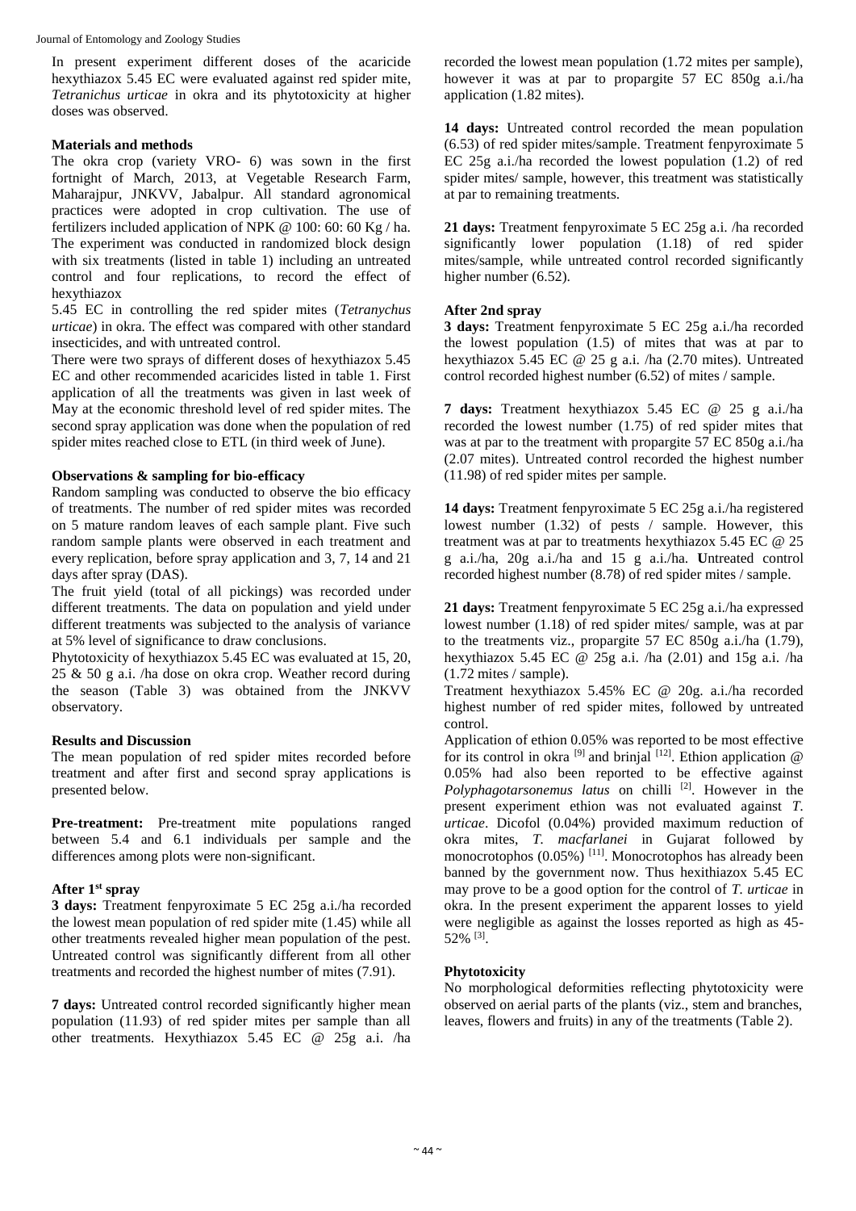In present experiment different doses of the acaricide hexythiazox 5.45 EC were evaluated against red spider mite, *Tetranichus urticae* in okra and its phytotoxicity at higher doses was observed.

## Materials and methods

The okra crop (variety VRO- 6) was sown in the first fortnight of March, 2013, at Vegetable Research Farm, Maharajpur, JNKVV, Jabalpur. All standard agronomical practices were adopted in crop cultivation. The use of fertilizers included application of NPK @ 100: 60: 60 Kg / ha. The experiment was conducted in randomized block design with six treatments (listed in table 1) including an untreated control and four replications, to record the effect of hexythiazox

5.45 EC in controlling the red spider mites (*Tetranychus urticae*) in okra. The effect was compared with other standard insecticides, and with untreated control.

There were two sprays of different doses of hexythiazox 5.45 EC and other recommended acaricides listed in table 1. First application of all the treatments was given in last week of May at the economic threshold level of red spider mites. The second spray application was done when the population of red spider mites reached close to ETL (in third week of June).

### Observations & sampling for bio-efficacy

Random sampling was conducted to observe the bio efficacy of treatments. The number of red spider mites was recorded on 5 mature random leaves of each sample plant. Five such random sample plants were observed in each treatment and every replication, before spray application and 3, 7, 14 and 21 days after spray (DAS).

The fruit yield (total of all pickings) was recorded under different treatments. The data on population and yield under different treatments was subjected to the analysis of variance at 5% level of significance to draw conclusions.

Phytotoxicity of hexythiazox 5.45 EC was evaluated at 15, 20, 25 & 50 g a.i. /ha dose on okra crop. Weather record during the season (Table 3) was obtained from the JNKVV observatory.

## Results and Discussion

The mean population of red spider mites recorded before treatment and after first and second spray applications is presented below.

**Pre-treatment:** Pre-treatment mite populations ranged between 5.4 and 6.1 individuals per sample and the differences among plots were non-significant.

### After 1st spray

**3 days:** Treatment fenpyroximate 5 EC 25g a.i./ha recorded the lowest mean population of red spider mite (1.45) while all other treatments revealed higher mean population of the pest. Untreated control was significantly different from all other treatments and recorded the highest number of mites (7.91).

**7 days:** Untreated control recorded significantly higher mean population (11.93) of red spider mites per sample than all other treatments. Hexythiazox 5.45 EC @ 25g a.i. /ha recorded the lowest mean population (1.72 mites per sample), however it was at par to propargite 57 EC 850g a.i./ha application (1.82 mites).

**14 days:** Untreated control recorded the mean population (6.53) of red spider mites/sample. Treatment fenpyroximate 5 EC 25g a.i./ha recorded the lowest population (1.2) of red spider mites/ sample, however, this treatment was statistically at par to remaining treatments.

**21 days:** Treatment fenpyroximate 5 EC 25g a.i. /ha recorded significantly lower population (1.18) of red spider mites/sample, while untreated control recorded significantly higher number (6.52).

### After 2nd spray

**3 days:** Treatment fenpyroximate 5 EC 25g a.i./ha recorded the lowest population (1.5) of mites that was at par to hexythiazox 5.45 EC @ 25 g a.i. /ha (2.70 mites). Untreated control recorded highest number (6.52) of mites / sample.

**7 days:** Treatment hexythiazox 5.45 EC @ 25 g a.i./ha recorded the lowest number (1.75) of red spider mites that was at par to the treatment with propargite 57 EC 850g a.i./ha (2.07 mites). Untreated control recorded the highest number (11.98) of red spider mites per sample.

**14 days:** Treatment fenpyroximate 5 EC 25g a.i./ha registered lowest number (1.32) of pests / sample. However, this treatment was at par to treatments hexythiazox 5.45 EC @ 25 g a.i./ha, 20g a.i./ha and 15 g a.i./ha. Untreated control recorded highest number (8.78) of red spider mites / sample.

**21 days:** Treatment fenpyroximate 5 EC 25g a.i./ha expressed lowest number (1.18) of red spider mites/ sample, was at par to the treatments viz., propargite 57 EC 850g a.i./ha (1.79), hexythiazox 5.45 EC @ 25g a.i. /ha (2.01) and 15g a.i. /ha (1.72 mites / sample).

Treatment hexythiazox 5.45% EC @ 20g. a.i./ha recorded highest number of red spider mites, followed by untreated control.

Application of ethion 0.05% was reported to be most effective for its control in okra [9] and brinjal [12]. Ethion application @ 0.05% had also been reported to be effective against *Polyphagotarsonemus latus* on chilli [2]. However in the present experiment ethion was not evaluated against *T. urticae*. Dicofol (0.04%) provided maximum reduction of okra mites, *T. macfarlanei* in Gujarat followed by monocrotophos (0.05%) [11]. Monocrotophos has already been banned by the government now. Thus hexithiazox 5.45 EC may prove to be a good option for the control of *T. urticae* in okra. In the present experiment the apparent losses to yield were negligible as against the losses reported as high as 45-52% [3].

### Phytotoxicity

No morphological deformities reflecting phytotoxicity were observed on aerial parts of the plants (viz., stem and branches, leaves, flowers and fruits) in any of the treatments (Table 2).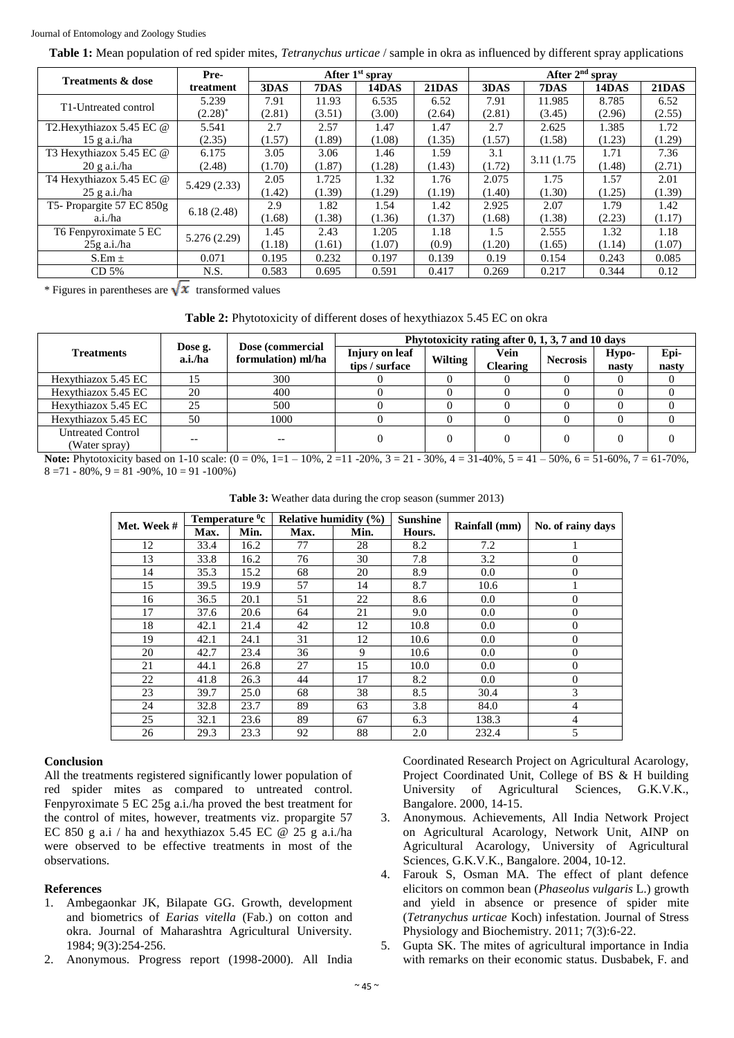**Table 1:** Mean population of red spider mites, *Tetranychus urticae* / sample in okra as influenced by different spray applications

| Treatments & dose | Pre-treatment | After 1st spray | | | | After 2nd spray | | | |
|---|---|---|---|---|---|---|---|---|---|
| | | 3DAS | 7DAS | 14DAS | 21DAS | 3DAS | 7DAS | 14DAS | 21DAS |
| T1-Untreated control | 5.239 (2.28)* | 7.91 (2.81) | 11.93 (3.51) | 6.535 (3.00) | 6.52 (2.64) | 7.91 (2.81) | 11.985 (3.45) | 8.785 (2.96) | 6.52 (2.55) |
| T2.Hexythiazox 5.45 EC @ 15 g a.i./ha | 5.541 (2.35) | 2.7 (1.57) | 2.57 (1.89) | 1.47 (1.08) | 1.47 (1.35) | 2.7 (1.57) | 2.625 (1.58) | 1.385 (1.23) | 1.72 (1.29) |
| T3 Hexythiazox 5.45 EC @ 20 g a.i./ha | 6.175 (2.48) | 3.05 (1.70) | 3.06 (1.87) | 1.46 (1.28) | 1.59 (1.43) | 3.1 (1.72) | 3.11 (1.75 | 1.71 (1.48) | 7.36 (2.71) |
| T4 Hexythiazox 5.45 EC @ 25 g a.i./ha | 5.429 (2.33) | 2.05 (1.42) | 1.725 (1.39) | 1.32 (1.29) | 1.76 (1.19) | 2.075 (1.40) | 1.75 (1.30) | 1.57 (1.25) | 2.01 (1.39) |
| T5- Propargite 57 EC 850g a.i./ha | 6.18 (2.48) | 2.9 (1.68) | 1.82 (1.38) | 1.54 (1.36) | 1.42 (1.37) | 2.925 (1.68) | 2.07 (1.38) | 1.79 (2.23) | 1.42 (1.17) |
| T6 Fenpyroximate 5 EC 25g a.i./ha | 5.276 (2.29) | 1.45 (1.18) | 2.43 (1.61) | 1.205 (1.07) | 1.18 (0.9) | 1.5 (1.20) | 2.555 (1.65) | 1.32 (1.14) | 1.18 (1.07) |
| S.Em ± | 0.071 | 0.195 | 0.232 | 0.197 | 0.139 | 0.19 | 0.154 | 0.243 | 0.085 |
| CD 5% | N.S. | 0.583 | 0.695 | 0.591 | 0.417 | 0.269 | 0.217 | 0.344 | 0.12 |

\* Figures in parentheses are $\sqrt{x}$ transformed values

**Table 2:** Phytotoxicity of different doses of hexythiazox 5.45 EC on okra

| Treatments | Dose g. a.i./ha | Dose (commercial formulation) ml/ha | Phytotoxicity rating after 0, 1, 3, 7 and 10 days | | | | | |
|---|---|---|---|---|---|---|---|---|
| | | | Injury on leaf tips / surface | Wilting | Vein Clearing | Necrosis | Hypo-nasty | Epi-nasty |
| Hexythiazox 5.45 EC | 15 | 300 | 0 | 0 | 0 | 0 | 0 | 0 |
| Hexythiazox 5.45 EC | 20 | 400 | 0 | 0 | 0 | 0 | 0 | 0 |
| Hexythiazox 5.45 EC | 25 | 500 | 0 | 0 | 0 | 0 | 0 | 0 |
| Hexythiazox 5.45 EC | 50 | 1000 | 0 | 0 | 0 | 0 | 0 | 0 |
| Untreated Control (Water spray) | -- | -- | 0 | 0 | 0 | 0 | 0 | 0 |

**Note:** Phytotoxicity based on 1-10 scale: (0 = 0%, 1=1 – 10%, 2 =11 -20%, 3 = 21 - 30%, 4 = 31-40%, 5 = 41 – 50%, 6 = 51-60%, 7 = 61-70%, 8 =71 - 80%, 9 = 81 -90%, 10 = 91 -100%)

**Table 3:** Weather data during the crop season (summer 2013)

| Met. Week # | Temperature $^{0}$c | | Relative humidity (%) | | Sunshine Hours. | Rainfall (mm) | No. of rainy days |
|---|---|---|---|---|---|---|---|
| | Max. | Min. | Max. | Min. | | | |
| 12 | 33.4 | 16.2 | 77 | 28 | 8.2 | 7.2 | 1 |
| 13 | 33.8 | 16.2 | 76 | 30 | 7.8 | 3.2 | 0 |
| 14 | 35.3 | 15.2 | 68 | 20 | 8.9 | 0.0 | 0 |
| 15 | 39.5 | 19.9 | 57 | 14 | 8.7 | 10.6 | 1 |
| 16 | 36.5 | 20.1 | 51 | 22 | 8.6 | 0.0 | 0 |
| 17 | 37.6 | 20.6 | 64 | 21 | 9.0 | 0.0 | 0 |
| 18 | 42.1 | 21.4 | 42 | 12 | 10.8 | 0.0 | 0 |
| 19 | 42.1 | 24.1 | 31 | 12 | 10.6 | 0.0 | 0 |
| 20 | 42.7 | 23.4 | 36 | 9 | 10.6 | 0.0 | 0 |
| 21 | 44.1 | 26.8 | 27 | 15 | 10.0 | 0.0 | 0 |
| 22 | 41.8 | 26.3 | 44 | 17 | 8.2 | 0.0 | 0 |
| 23 | 39.7 | 25.0 | 68 | 38 | 8.5 | 30.4 | 3 |
| 24 | 32.8 | 23.7 | 89 | 63 | 3.8 | 84.0 | 4 |
| 25 | 32.1 | 23.6 | 89 | 67 | 6.3 | 138.3 | 4 |
| 26 | 29.3 | 23.3 | 92 | 88 | 2.0 | 232.4 | 5 |

## Conclusion

All the treatments registered significantly lower population of red spider mites as compared to untreated control. Fenpyroximate 5 EC 25g a.i./ha proved the best treatment for the control of mites, however, treatments viz. propargite 57 EC 850 g a.i / ha and hexythiazox 5.45 EC @ 25 g a.i./ha were observed to be effective treatments in most of the observations.

## References

1. Ambegaonkar JK, Bilapate GG. Growth, development and biometrics of *Earias vitella* (Fab.) on cotton and okra. Journal of Maharashtra Agricultural University. 1984; 9(3):254-256.
2. Anonymous. Progress report (1998-2000). All India Coordinated Research Project on Agricultural Acarology, Project Coordinated Unit, College of BS & H building University of Agricultural Sciences, G.K.V.K., Bangalore. 2000, 14-15.
3. Anonymous. Achievements, All India Network Project on Agricultural Acarology, Network Unit, AINP on Agricultural Acarology, University of Agricultural Sciences, G.K.V.K., Bangalore. 2004, 10-12.
4. Farouk S, Osman MA. The effect of plant defence elicitors on common bean (*Phaseolus vulgaris* L.) growth and yield in absence or presence of spider mite (*Tetranychus urticae* Koch) infestation. Journal of Stress Physiology and Biochemistry. 2011; 7(3):6-22.
5. Gupta SK. The mites of agricultural importance in India with remarks on their economic status. Dusbabek, F. and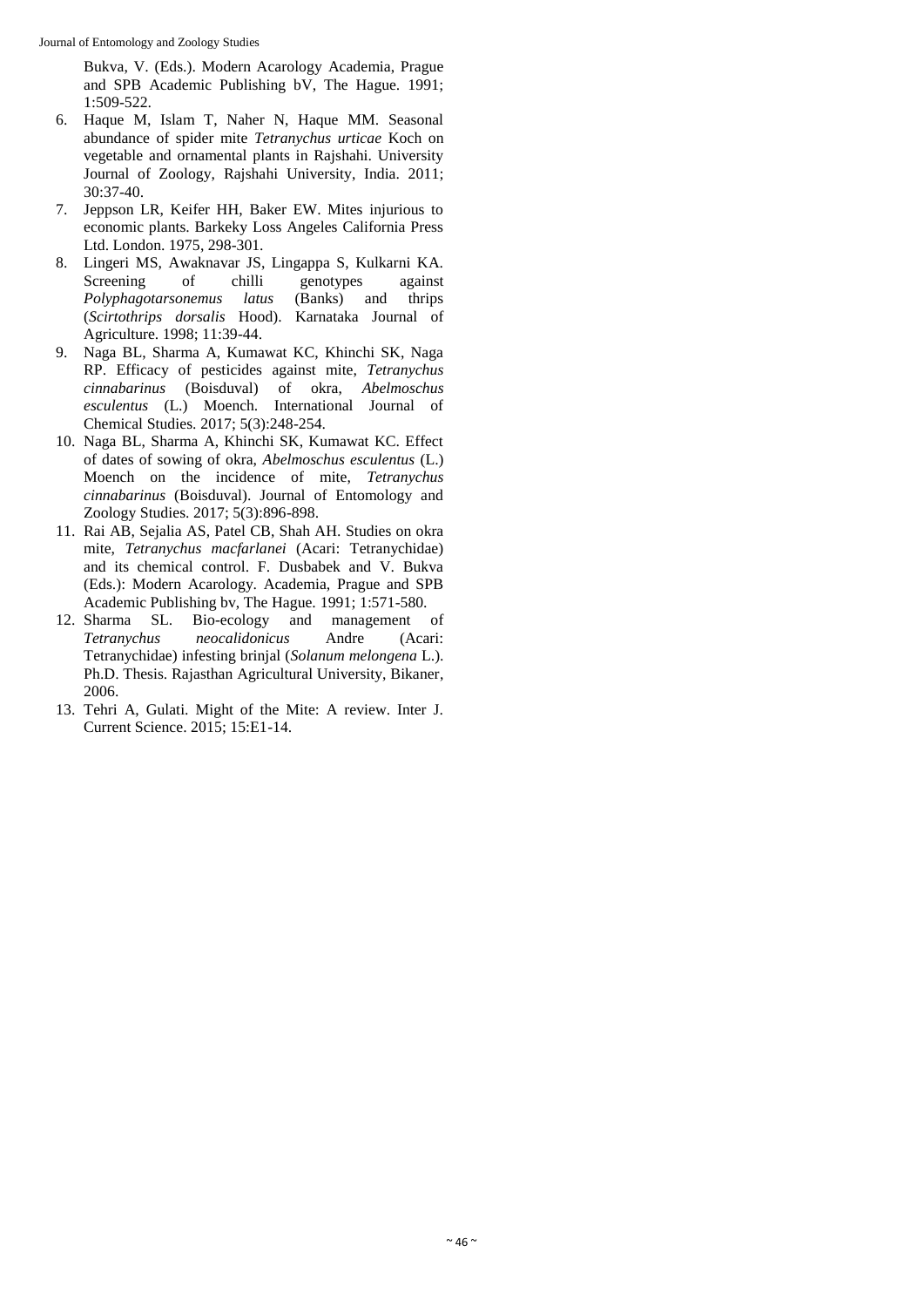Bukva, V. (Eds.). Modern Acarology Academia, Prague and SPB Academic Publishing bV, The Hague. 1991; 1:509-522.

6. Haque M, Islam T, Naher N, Haque MM. Seasonal abundance of spider mite *Tetranychus urticae* Koch on vegetable and ornamental plants in Rajshahi. University Journal of Zoology, Rajshahi University, India. 2011; 30:37-40.
7. Jeppson LR, Keifer HH, Baker EW. Mites injurious to economic plants. Barkeky Loss Angeles California Press Ltd. London. 1975, 298-301.
8. Lingeri MS, Awaknavar JS, Lingappa S, Kulkarni KA. Screening of chilli genotypes against *Polyphagotarsonemus latus* (Banks) and thrips (*Scirtothrips dorsalis* Hood). Karnataka Journal of Agriculture. 1998; 11:39-44.
9. Naga BL, Sharma A, Kumawat KC, Khinchi SK, Naga RP. Efficacy of pesticides against mite, *Tetranychus cinnabarinus* (Boisduval) of okra, *Abelmoschus esculentus* (L.) Moench. International Journal of Chemical Studies. 2017; 5(3):248-254.
10. Naga BL, Sharma A, Khinchi SK, Kumawat KC. Effect of dates of sowing of okra, *Abelmoschus esculentus* (L.) Moench on the incidence of mite, *Tetranychus cinnabarinus* (Boisduval). Journal of Entomology and Zoology Studies. 2017; 5(3):896-898.
11. Rai AB, Sejalia AS, Patel CB, Shah AH. Studies on okra mite, *Tetranychus macfarlanei* (Acari: Tetranychidae) and its chemical control. F. Dusbabek and V. Bukva (Eds.): Modern Acarology. Academia, Prague and SPB Academic Publishing bv, The Hague. 1991; 1:571-580.
12. Sharma SL. Bio-ecology and management of *Tetranychus neocalidonicus* Andre (Acari: Tetranychidae) infesting brinjal (*Solanum melongena* L.). Ph.D. Thesis. Rajasthan Agricultural University, Bikaner, 2006.
13. Tehri A, Gulati. Might of the Mite: A review. Inter J. Current Science. 2015; 15:E1-14.